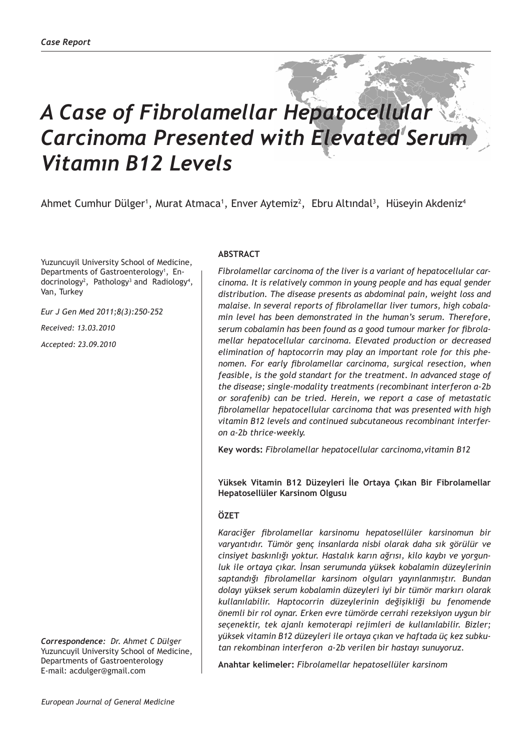*Case Report*

# A Case of Fibrolamellar Hepatocellular Carcinoma Presented with Elevated Serum Vitamın B12 Levels

Ahmet Cumhur Dülger[1], Murat Atmaca[1], Enver Aytemiz[2], Ebru Altındal[3], Hüseyin Akdeniz[4]

Yuzuncuyil University School of Medicine, Departments of Gastroenterology[1], Endocrinology[2], Pathology[3] and Radiology[4], Van, Turkey

*Eur J Gen Med 2011;8(3):250-252*

*Received: 13.03.2010*

*Accepted: 23.09.2010*

**ABSTRACT**

*Fibrolamellar carcinoma of the liver is a variant of hepatocellular carcinoma. It is relatively common in young people and has equal gender distribution. The disease presents as abdominal pain, weight loss and malaise. In several reports of fibrolamellar liver tumors, high cobalamin level has been demonstrated in the human's serum. Therefore, serum cobalamin has been found as a good tumour marker for fibrolamellar hepatocellular carcinoma. Elevated production or decreased elimination of haptocorrin may play an important role for this phenomen. For early fibrolamellar carcinoma, surgical resection, when feasible, is the gold standart for the treatment. In advanced stage of the disease; single-modality treatments (recombinant interferon a-2b or sorafenib) can be tried. Herein, we report a case of metastatic fibrolamellar hepatocellular carcinoma that was presented with high vitamin B12 levels and continued subcutaneous recombinant interferon a-2b thrice-weekly.*

**Key words:** *Fibrolamellar hepatocellular carcinoma,vitamin B12*

**Yüksek Vitamin B12 Düzeyleri İle Ortaya Çıkan Bir Fibrolamellar Hepatosellüler Karsinom Olgusu**

**ÖZET**

*Karaciğer fibrolamellar karsinomu hepatosellüler karsinomun bir varyantıdır. Tümör genç insanlarda nisbi olarak daha sık görülür ve cinsiyet baskınlığı yoktur. Hastalık karın ağrısı, kilo kaybı ve yorgunluk ile ortaya çıkar. İnsan serumunda yüksek kobalamin düzeylerinin saptandığı fibrolamellar karsinom olguları yayınlanmıştır. Bundan dolayı yüksek serum kobalamin düzeyleri iyi bir tümör markırı olarak kullanılabilir. Haptocorrin düzeylerinin değişikliği bu fenomende önemli bir rol oynar. Erken evre tümörde cerrahi rezeksiyon uygun bir seçenektir, tek ajanlı kemoterapi rejimleri de kullanılabilir. Bizler; yüksek vitamin B12 düzeyleri ile ortaya çıkan ve haftada üç kez subkutan rekombinan interferon a-2b verilen bir hastayı sunuyoruz.*

**Anahtar kelimeler:** *Fibrolamellar hepatosellüler karsinom*

***Correspondence:*** *Dr. Ahmet C Dülger*
Yuzuncuyil University School of Medicine, Departments of Gastroenterology
E-mail: acdulger@gmail.com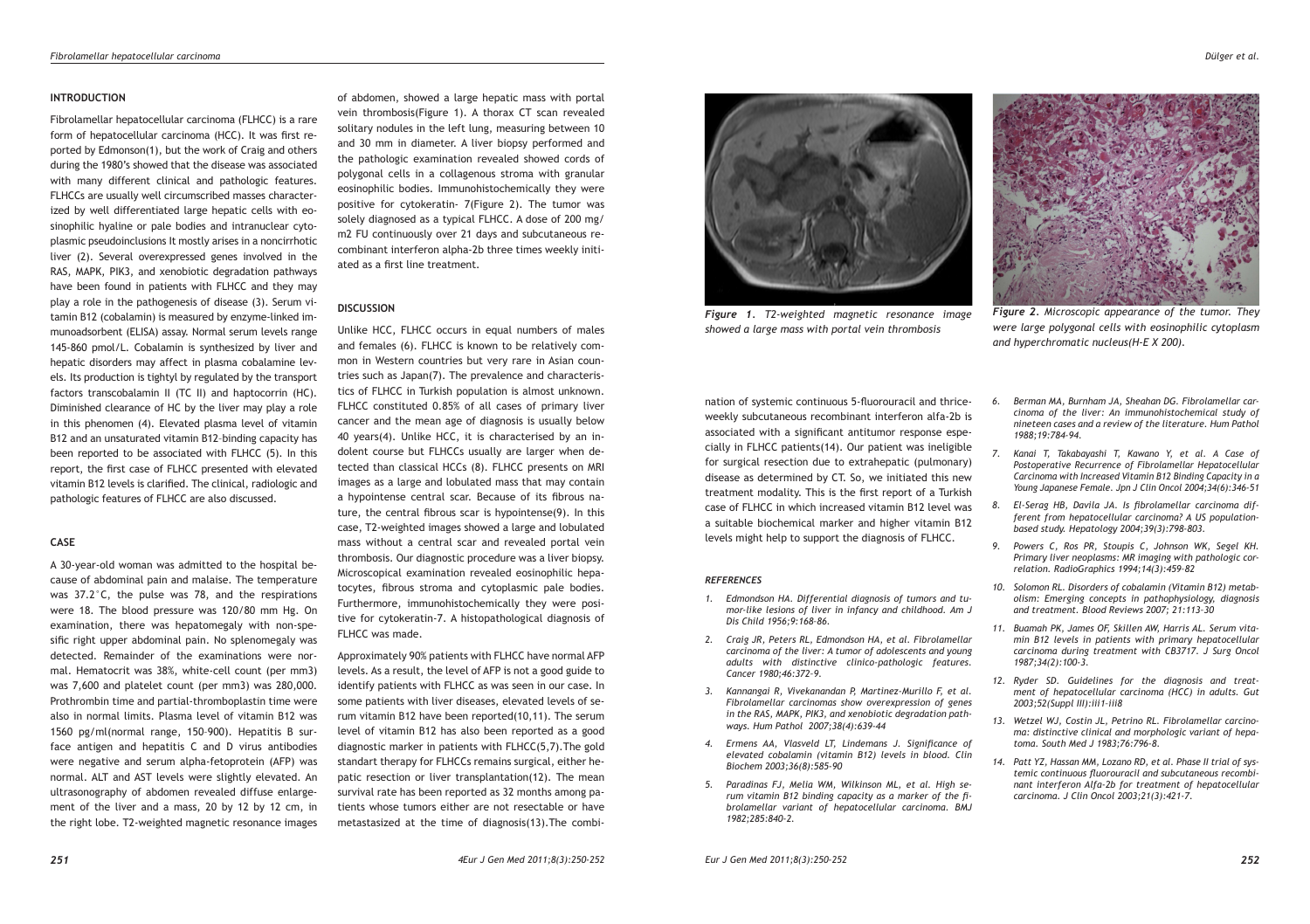## INTRODUCTION

Fibrolamellar hepatocellular carcinoma (FLHCC) is a rare form of hepatocellular carcinoma (HCC). It was first reported by Edmonson(1), but the work of Craig and others during the 1980's showed that the disease was associated with many different clinical and pathologic features. FLHCCs are usually well circumscribed masses characterized by well differentiated large hepatic cells with eosinophilic hyaline or pale bodies and intranuclear cytoplasmic pseudoinclusions It mostly arises in a noncirrhotic liver (2). Several overexpressed genes involved in the RAS, MAPK, PIK3, and xenobiotic degradation pathways have been found in patients with FLHCC and they may play a role in the pathogenesis of disease (3). Serum vitamin B12 (cobalamin) is measured by enzyme-linked immunoadsorbent (ELISA) assay. Normal serum levels range 145-860 pmol/L. Cobalamin is synthesized by liver and hepatic disorders may affect in plasma cobalamine levels. Its production is tightyl by regulated by the transport factors transcobalamin II (TC II) and haptocorrin (HC). Diminished clearance of HC by the liver may play a role in this phenomen (4). Elevated plasma level of vitamin B12 and an unsaturated vitamin B12-binding capacity has been reported to be associated with FLHCC (5). In this report, the first case of FLHCC presented with elevated vitamin B12 levels is clarified. The clinical, radiologic and pathologic features of FLHCC are also discussed.

## CASE

A 30-year-old woman was admitted to the hospital because of abdominal pain and malaise. The temperature was 37.2°C, the pulse was 78, and the respirations were 18. The blood pressure was 120/80 mm Hg. On examination, there was hepatomegaly with non-spesific right upper abdominal pain. No splenomegaly was detected. Remainder of the examinations were normal. Hematocrit was 38%, white-cell count (per mm3) was 7,600 and platelet count (per mm3) was 280,000. Prothrombin time and partial-thromboplastin time were also in normal limits. Plasma level of vitamin B12 was 1560 pg/ml(normal range, 150–900). Hepatitis B surface antigen and hepatitis C and D virus antibodies were negative and serum alpha-fetoprotein (AFP) was normal. ALT and AST levels were slightly elevated. An ultrasonography of abdomen revealed diffuse enlargement of the liver and a mass, 20 by 12 by 12 cm, in the right lobe. T2-weighted magnetic resonance images of abdomen, showed a large hepatic mass with portal vein thrombosis(Figure 1). A thorax CT scan revealed solitary nodules in the left lung, measuring between 10 and 30 mm in diameter. A liver biopsy performed and the pathologic examination revealed showed cords of polygonal cells in a collagenous stroma with granular eosinophilic bodies. Immunohistochemically they were positive for cytokeratin- 7(Figure 2). The tumor was solely diagnosed as a typical FLHCC. A dose of 200 mg/m2 FU continuously over 21 days and subcutaneous recombinant interferon alpha-2b three times weekly initiated as a first line treatment.

## DISCUSSION

Unlike HCC, FLHCC occurs in equal numbers of males and females (6). FLHCC is known to be relatively common in Western countries but very rare in Asian countries such as Japan(7). The prevalence and characteristics of FLHCC in Turkish population is almost unknown. FLHCC constituted 0.85% of all cases of primary liver cancer and the mean age of diagnosis is usually below 40 years(4). Unlike HCC, it is characterised by an indolent course but FLHCCs usually are larger when detected than classical HCCs (8). FLHCC presents on MRI images as a large and lobulated mass that may contain a hypointense central scar. Because of its fibrous nature, the central fibrous scar is hypointense(9). In this case, T2-weighted images showed a large and lobulated mass without a central scar and revealed portal vein thrombosis. Our diagnostic procedure was a liver biopsy. Microscopical examination revealed eosinophilic hepatocytes, fibrous stroma and cytoplasmic pale bodies. Furthermore, immunohistochemically they were positive for cytokeratin-7. A histopathological diagnosis of FLHCC was made.

Approximately 90% patients with FLHCC have normal AFP levels. As a result, the level of AFP is not a good guide to identify patients with FLHCC as was seen in our case. In some patients with liver diseases, elevated levels of serum vitamin B12 have been reported(10,11). The serum level of vitamin B12 has also been reported as a good diagnostic marker in patients with FLHCC(5,7).The gold standart therapy for FLHCCs remains surgical, either hepatic resection or liver transplantation(12). The mean survival rate has been reported as 32 months among patients whose tumors either are not resectable or have metastasized at the time of diagnosis(13).The combination of systemic continuous 5-fluorouracil and thrice-weekly subcutaneous recombinant interferon alfa-2b is associated with a significant antitumor response especially in FLHCC patients(14). Our patient was ineligible for surgical resection due to extrahepatic (pulmonary) disease as determined by CT. So, we initiated this new treatment modality. This is the first report of a Turkish case of FLHCC in which increased vitamin B12 level was a suitable biochemical marker and higher vitamin B12 levels might help to support the diagnosis of FLHCC.

*Figure 1. T2-weighted magnetic resonance image showed a large mass with portal vein thrombosis*

*Figure 2. Microscopic appearance of the tumor. They were large polygonal cells with eosinophilic cytoplasm and hyperchromatic nucleus(H-E X 200).*

### REFERENCES

1. Edmondson HA. Differential diagnosis of tumors and tumor-like lesions of liver in infancy and childhood. Am J Dis Child 1956;9:168-86.
2. Craig JR, Peters RL, Edmondson HA, et al. Fibrolamellar carcinoma of the liver: A tumor of adolescents and young adults with distinctive clinico-pathologic features. Cancer 1980;46:372-9.
3. Kannangai R, Vivekanandan P, Martinez-Murillo F, et al. Fibrolamellar carcinomas show overexpression of genes in the RAS, MAPK, PIK3, and xenobiotic degradation pathways. Hum Pathol 2007;38(4):639-44
4. Ermens AA, Vlasveld LT, Lindemans J. Significance of elevated cobalamin (vitamin B12) levels in blood. Clin Biochem 2003;36(8):585-90
5. Paradinas FJ, Melia WM, Wilkinson ML, et al. High serum vitamin B12 binding capacity as a marker of the fibrolamellar variant of hepatocellular carcinoma. BMJ 1982;285:840-2.
6. Berman MA, Burnham JA, Sheahan DG. Fibrolamellar carcinoma of the liver: An immunohistochemical study of nineteen cases and a review of the literature. Hum Pathol 1988;19:784-94.
7. Kanai T, Takabayashi T, Kawano Y, et al. A Case of Postoperative Recurrence of Fibrolamellar Hepatocellular Carcinoma with Increased Vitamin B12 Binding Capacity in a Young Japanese Female. Jpn J Clin Oncol 2004;34(6):346-51
8. El-Serag HB, Davila JA. Is fibrolamellar carcinoma different from hepatocellular carcinoma? A US population-based study. Hepatology 2004;39(3):798-803.
9. Powers C, Ros PR, Stoupis C, Johnson WK, Segel KH. Primary liver neoplasms: MR imaging with pathologic correlation. RadioGraphics 1994;14(3):459-82
10. Solomon RL. Disorders of cobalamin (Vitamin B12) metabolism: Emerging concepts in pathophysiology, diagnosis and treatment. Blood Reviews 2007; 21:113-30
11. Buamah PK, James OF, Skillen AW, Harris AL. Serum vitamin B12 levels in patients with primary hepatocellular carcinoma during treatment with CB3717. J Surg Oncol 1987;34(2):100-3.
12. Ryder SD. Guidelines for the diagnosis and treatment of hepatocellular carcinoma (HCC) in adults. Gut 2003;52(Suppl III):iii1-iii8
13. Wetzel WJ, Costin JL, Petrino RL. Fibrolamellar carcinoma: distinctive clinical and morphologic variant of hepatoma. South Med J 1983;76:796-8.
14. Patt YZ, Hassan MM, Lozano RD, et al. Phase II trial of systemic continuous fluorouracil and subcutaneous recombinant interferon Alfa-2b for treatment of hepatocellular carcinoma. J Clin Oncol 2003;21(3):421-7.